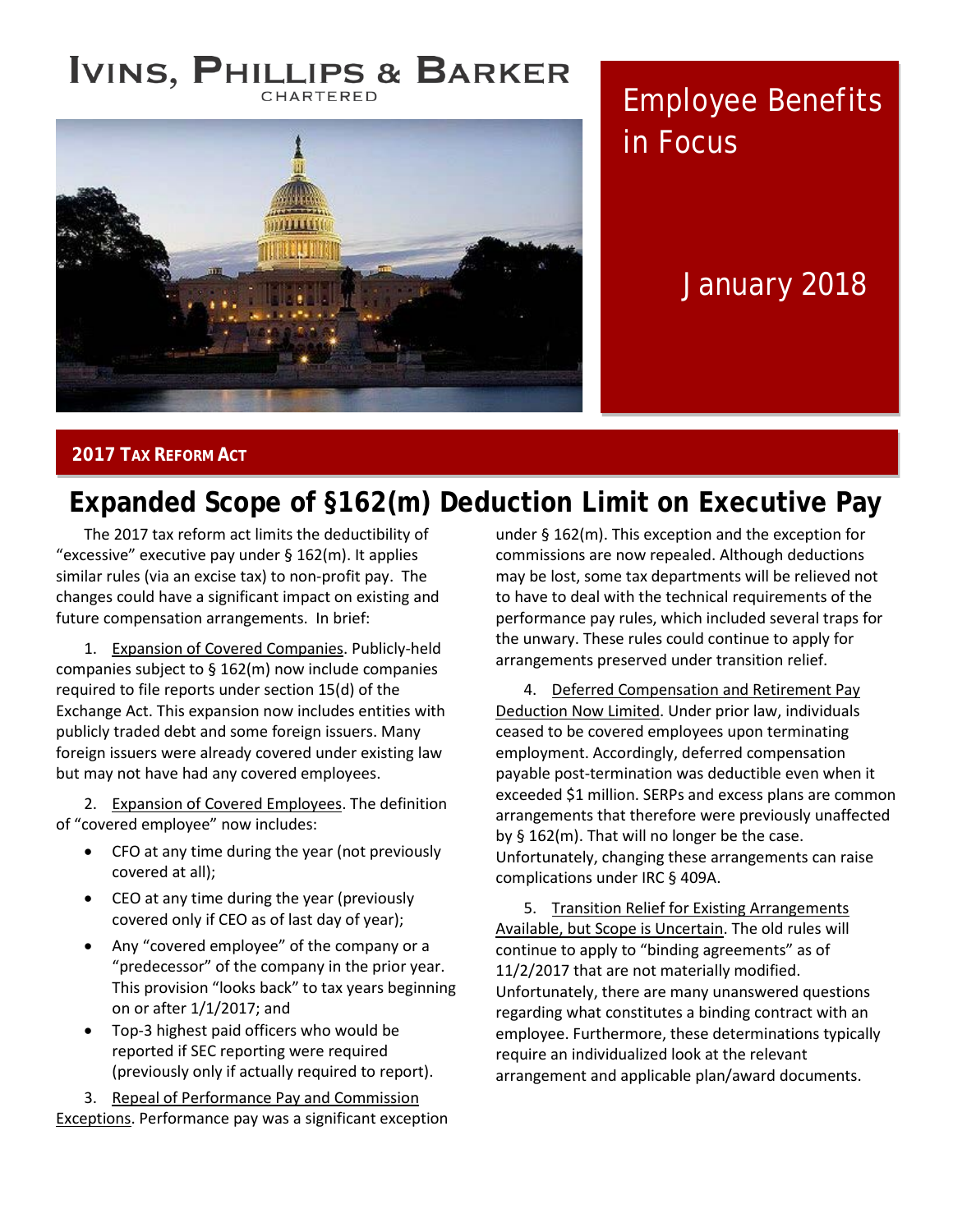IVINS, PHILLIPS & BARKER
CHARTERED

# Employee Benefits in Focus

January 2018

**2017 TAX REFORM ACT**

## Expanded Scope of §162(m) Deduction Limit on Executive Pay

The 2017 tax reform act limits the deductibility of "excessive" executive pay under § 162(m). It applies similar rules (via an excise tax) to non-profit pay. The changes could have a significant impact on existing and future compensation arrangements. In brief:

1. Expansion of Covered Companies. Publicly-held companies subject to § 162(m) now include companies required to file reports under section 15(d) of the Exchange Act. This expansion now includes entities with publicly traded debt and some foreign issuers. Many foreign issuers were already covered under existing law but may not have had any covered employees.

2. Expansion of Covered Employees. The definition of "covered employee" now includes:

- CFO at any time during the year (not previously covered at all);
- CEO at any time during the year (previously covered only if CEO as of last day of year);
- Any "covered employee" of the company or a "predecessor" of the company in the prior year. This provision "looks back" to tax years beginning on or after 1/1/2017; and
- Top-3 highest paid officers who would be reported if SEC reporting were required (previously only if actually required to report).

3. Repeal of Performance Pay and Commission Exceptions. Performance pay was a significant exception under § 162(m). This exception and the exception for commissions are now repealed. Although deductions may be lost, some tax departments will be relieved not to have to deal with the technical requirements of the performance pay rules, which included several traps for the unwary. These rules could continue to apply for arrangements preserved under transition relief.

4. Deferred Compensation and Retirement Pay Deduction Now Limited. Under prior law, individuals ceased to be covered employees upon terminating employment. Accordingly, deferred compensation payable post-termination was deductible even when it exceeded $1 million. SERPs and excess plans are common arrangements that therefore were previously unaffected by § 162(m). That will no longer be the case. Unfortunately, changing these arrangements can raise complications under IRC § 409A.

5. Transition Relief for Existing Arrangements Available, but Scope is Uncertain. The old rules will continue to apply to "binding agreements" as of 11/2/2017 that are not materially modified. Unfortunately, there are many unanswered questions regarding what constitutes a binding contract with an employee. Furthermore, these determinations typically require an individualized look at the relevant arrangement and applicable plan/award documents.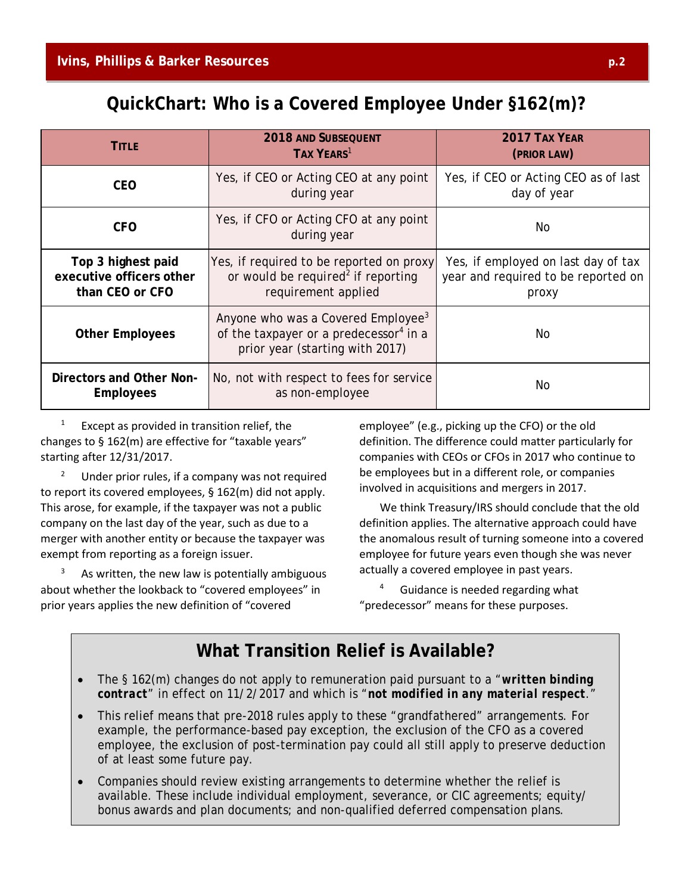## QuickChart: Who is a Covered Employee Under §162(m)?

| TITLE | 2018 AND SUBSEQUENT TAX YEARS[1] | 2017 TAX YEAR (PRIOR LAW) |
|---|---|---|
| **CEO** | Yes, if CEO or Acting CEO at any point during year | Yes, if CEO or Acting CEO as of last day of year |
| **CFO** | Yes, if CFO or Acting CFO at any point during year | No |
| **Top 3 highest paid executive officers other than CEO or CFO** | Yes, if required to be reported on proxy or would be required[2] if reporting requirement applied | Yes, if employed on last day of tax year and required to be reported on proxy |
| **Other Employees** | Anyone who was a Covered Employee[3] of the taxpayer or a predecessor[4] in a prior year (starting with 2017) | No |
| **Directors and Other Non-Employees** | No, not with respect to fees for service as non-employee | No |

[1] Except as provided in transition relief, the changes to § 162(m) are effective for "taxable years" starting after 12/31/2017.

[2] Under prior rules, if a company was not required to report its covered employees, § 162(m) did not apply. This arose, for example, if the taxpayer was not a public company on the last day of the year, such as due to a merger with another entity or because the taxpayer was exempt from reporting as a foreign issuer.

[3] As written, the new law is potentially ambiguous about whether the lookback to "covered employees" in prior years applies the new definition of "covered employee" (e.g., picking up the CFO) or the old definition. The difference could matter particularly for companies with CEOs or CFOs in 2017 who continue to be employees but in a different role, or companies involved in acquisitions and mergers in 2017.

We think Treasury/IRS should conclude that the old definition applies. The alternative approach could have the anomalous result of turning someone into a covered employee for future years even though she was never actually a covered employee in past years.

[4] Guidance is needed regarding what "predecessor" means for these purposes.

## What Transition Relief is Available?

- The § 162(m) changes do not apply to remuneration paid pursuant to a "***written binding contract***" in effect on 11/2/2017 and which is "***not modified in any material respect***."
- This relief means that pre-2018 rules apply to these "grandfathered" arrangements. For example, the performance-based pay exception, the exclusion of the CFO as a covered employee, the exclusion of post-termination pay could all still apply to preserve deduction of at least some future pay.
- Companies should review existing arrangements to determine whether the relief is available. These include individual employment, severance, or CIC agreements; equity/ bonus awards and plan documents; and non-qualified deferred compensation plans.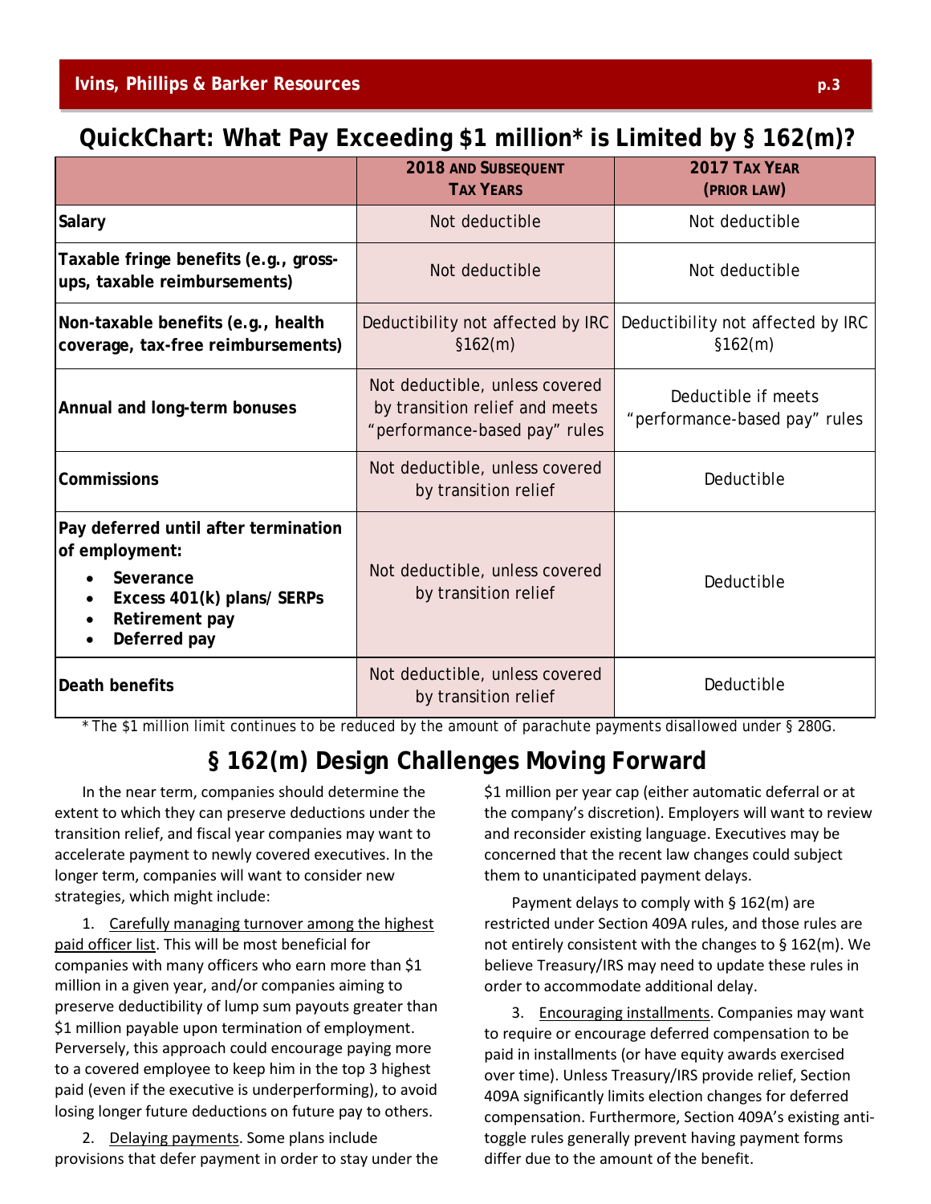## QuickChart: What Pay Exceeding $1 million* is Limited by § 162(m)?

| | 2018 and Subsequent Tax Years | 2017 Tax Year (Prior Law) |
|---|---|---|
| **Salary** | Not deductible | Not deductible |
| **Taxable fringe benefits (e.g., gross-ups, taxable reimbursements)** | Not deductible | Not deductible |
| **Non-taxable benefits (e.g., health coverage, tax-free reimbursements)** | Deductibility not affected by IRC §162(m) | Deductibility not affected by IRC §162(m) |
| **Annual and long-term bonuses** | Not deductible, unless covered by transition relief and meets "performance-based pay" rules | Deductible if meets "performance-based pay" rules |
| **Commissions** | Not deductible, unless covered by transition relief | Deductible |
| **Pay deferred until after termination of employment:** <br>• **Severance** <br>• **Excess 401(k) plans/ SERPs** <br>• **Retirement pay** <br>• **Deferred pay** | Not deductible, unless covered by transition relief | Deductible |
| **Death benefits** | Not deductible, unless covered by transition relief | Deductible |

* The $1 million limit continues to be reduced by the amount of parachute payments disallowed under § 280G.

## § 162(m) Design Challenges Moving Forward

In the near term, companies should determine the extent to which they can preserve deductions under the transition relief, and fiscal year companies may want to accelerate payment to newly covered executives. In the longer term, companies will want to consider new strategies, which might include:

1. Carefully managing turnover among the highest paid officer list. This will be most beneficial for companies with many officers who earn more than $1 million in a given year, and/or companies aiming to preserve deductibility of lump sum payouts greater than $1 million payable upon termination of employment. Perversely, this approach could encourage paying more to a covered employee to keep him in the top 3 highest paid (even if the executive is underperforming), to avoid losing longer future deductions on future pay to others.

2. Delaying payments. Some plans include provisions that defer payment in order to stay under the $1 million per year cap (either automatic deferral or at the company's discretion). Employers will want to review and reconsider existing language. Executives may be concerned that the recent law changes could subject them to unanticipated payment delays.

Payment delays to comply with § 162(m) are restricted under Section 409A rules, and those rules are not entirely consistent with the changes to § 162(m). We believe Treasury/IRS may need to update these rules in order to accommodate additional delay.

3. Encouraging installments. Companies may want to require or encourage deferred compensation to be paid in installments (or have equity awards exercised over time). Unless Treasury/IRS provide relief, Section 409A significantly limits election changes for deferred compensation. Furthermore, Section 409A's existing anti-toggle rules generally prevent having payment forms differ due to the amount of the benefit.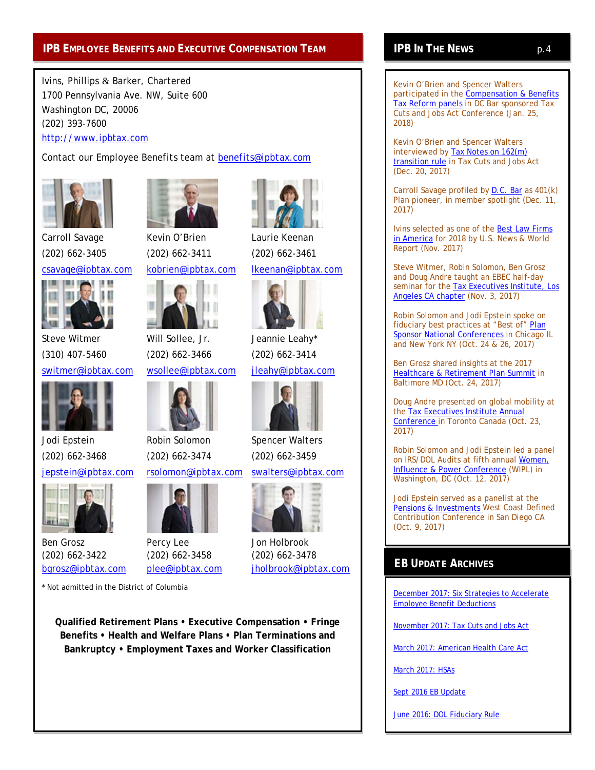## IPB Employee Benefits and Executive Compensation Team

Ivins, Phillips & Barker, Chartered
1700 Pennsylvania Ave. NW, Suite 600
Washington DC, 20006
(202) 393-7600
[http://www.ipbtax.com](http://www.ipbtax.com)

Contact our Employee Benefits team at [benefits@ipbtax.com](mailto:benefits@ipbtax.com)

Carroll Savage
(202) 662-3405
csavage@ipbtax.com

Kevin O'Brien
(202) 662-3411
kobrien@ipbtax.com

Laurie Keenan
(202) 662-3461
lkeenan@ipbtax.com

Steve Witmer
(310) 407-5460
switmer@ipbtax.com

Will Sollee, Jr.
(202) 662-3466
wsollee@ipbtax.com

Jeannie Leahy*
(202) 662-3414
jleahy@ipbtax.com

Jodi Epstein
(202) 662-3468
jepstein@ipbtax.com

Robin Solomon
(202) 662-3474
rsolomon@ipbtax.com

Spencer Walters
(202) 662-3459
swalters@ipbtax.com

Ben Grosz
(202) 662-3422
bgrosz@ipbtax.com

Percy Lee
(202) 662-3458
plee@ipbtax.com

Jon Holbrook
(202) 662-3478
jholbrook@ipbtax.com

* Not admitted in the District of Columbia

**Qualified Retirement Plans • Executive Compensation • Fringe Benefits • Health and Welfare Plans • Plan Terminations and Bankruptcy • Employment Taxes and Worker Classification**

## IPB In The News

Kevin O'Brien and Spencer Walters participated in the Compensation & Benefits Tax Reform panels in DC Bar sponsored Tax Cuts and Jobs Act Conference (Jan. 25, 2018)

Kevin O'Brien and Spencer Walters interviewed by Tax Notes on 162(m) transition rule in Tax Cuts and Jobs Act (Dec. 20, 2017)

Carroll Savage profiled by D.C. Bar as 401(k) Plan pioneer, in member spotlight (Dec. 11, 2017)

Ivins selected as one of the Best Law Firms in America for 2018 by U.S. News & World Report (Nov. 2017)

Steve Witmer, Robin Solomon, Ben Grosz and Doug Andre taught an EBEC half-day seminar for the Tax Executives Institute, Los Angeles CA chapter (Nov. 3, 2017)

Robin Solomon and Jodi Epstein spoke on fiduciary best practices at "Best of" Plan Sponsor National Conferences in Chicago IL and New York NY (Oct. 24 & 26, 2017)

Ben Grosz shared insights at the 2017 Healthcare & Retirement Plan Summit in Baltimore MD (Oct. 24, 2017)

Doug Andre presented on global mobility at the Tax Executives Institute Annual Conference in Toronto Canada (Oct. 23, 2017)

Robin Solomon and Jodi Epstein led a panel on IRS/DOL Audits at fifth annual Women, Influence & Power Conference (WIPL) in Washington, DC (Oct. 12, 2017)

Jodi Epstein served as a panelist at the Pensions & Investments West Coast Defined Contribution Conference in San Diego CA (Oct. 9, 2017)

## EB Update Archives

December 2017: Six Strategies to Accelerate Employee Benefit Deductions

November 2017: Tax Cuts and Jobs Act

March 2017: American Health Care Act

March 2017: HSAs

Sept 2016 EB Update

June 2016: DOL Fiduciary Rule